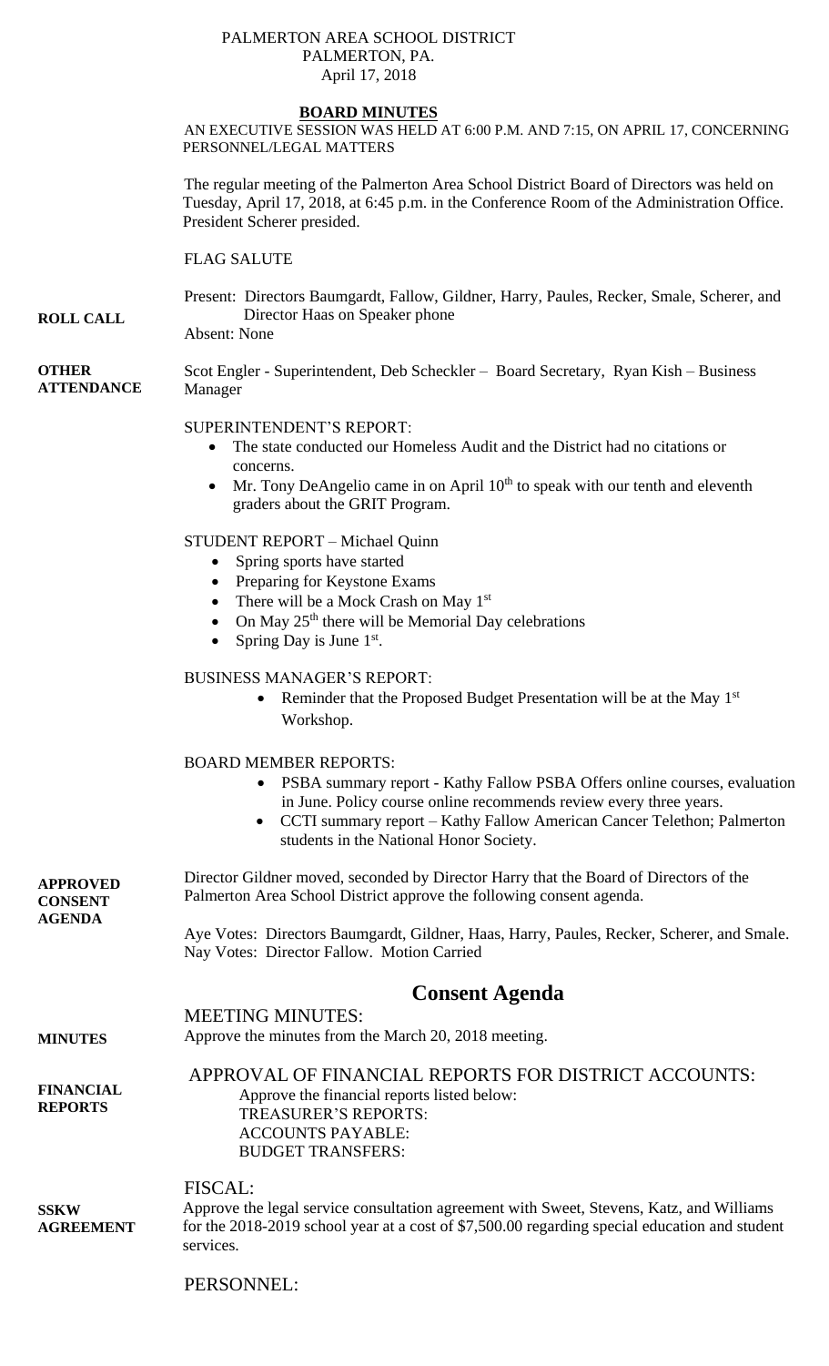PALMERTON AREA SCHOOL DISTRICT
PALMERTON, PA.
April 17, 2018

**BOARD MINUTES**

AN EXECUTIVE SESSION WAS HELD AT 6:00 P.M. AND 7:15, ON APRIL 17, CONCERNING PERSONNEL/LEGAL MATTERS

The regular meeting of the Palmerton Area School District Board of Directors was held on Tuesday, April 17, 2018, at 6:45 p.m. in the Conference Room of the Administration Office. President Scherer presided.

FLAG SALUTE

**ROLL CALL**

Present: Directors Baumgardt, Fallow, Gildner, Harry, Paules, Recker, Smale, Scherer, and Director Haas on Speaker phone
Absent: None

**OTHER ATTENDANCE**

Scot Engler - Superintendent, Deb Scheckler – Board Secretary, Ryan Kish – Business Manager

SUPERINTENDENT'S REPORT:

- The state conducted our Homeless Audit and the District had no citations or concerns.
- Mr. Tony DeAngelio came in on April 10th to speak with our tenth and eleventh graders about the GRIT Program.

STUDENT REPORT – Michael Quinn

- Spring sports have started
- Preparing for Keystone Exams
- There will be a Mock Crash on May 1st
- On May 25th there will be Memorial Day celebrations
- Spring Day is June 1st.

BUSINESS MANAGER'S REPORT:

- Reminder that the Proposed Budget Presentation will be at the May 1st Workshop.

BOARD MEMBER REPORTS:

- PSBA summary report - Kathy Fallow PSBA Offers online courses, evaluation in June. Policy course online recommends review every three years.
- CCTI summary report – Kathy Fallow American Cancer Telethon; Palmerton students in the National Honor Society.

**APPROVED CONSENT AGENDA**

Director Gildner moved, seconded by Director Harry that the Board of Directors of the Palmerton Area School District approve the following consent agenda.

Aye Votes: Directors Baumgardt, Gildner, Haas, Harry, Paules, Recker, Scherer, and Smale.
Nay Votes: Director Fallow. Motion Carried

## Consent Agenda

MEETING MINUTES:

**MINUTES**

Approve the minutes from the March 20, 2018 meeting.

**FINANCIAL REPORTS**

APPROVAL OF FINANCIAL REPORTS FOR DISTRICT ACCOUNTS:

Approve the financial reports listed below:
TREASURER'S REPORTS:
ACCOUNTS PAYABLE:
BUDGET TRANSFERS:

FISCAL:

**SSKW AGREEMENT**

Approve the legal service consultation agreement with Sweet, Stevens, Katz, and Williams for the 2018-2019 school year at a cost of $7,500.00 regarding special education and student services.

PERSONNEL: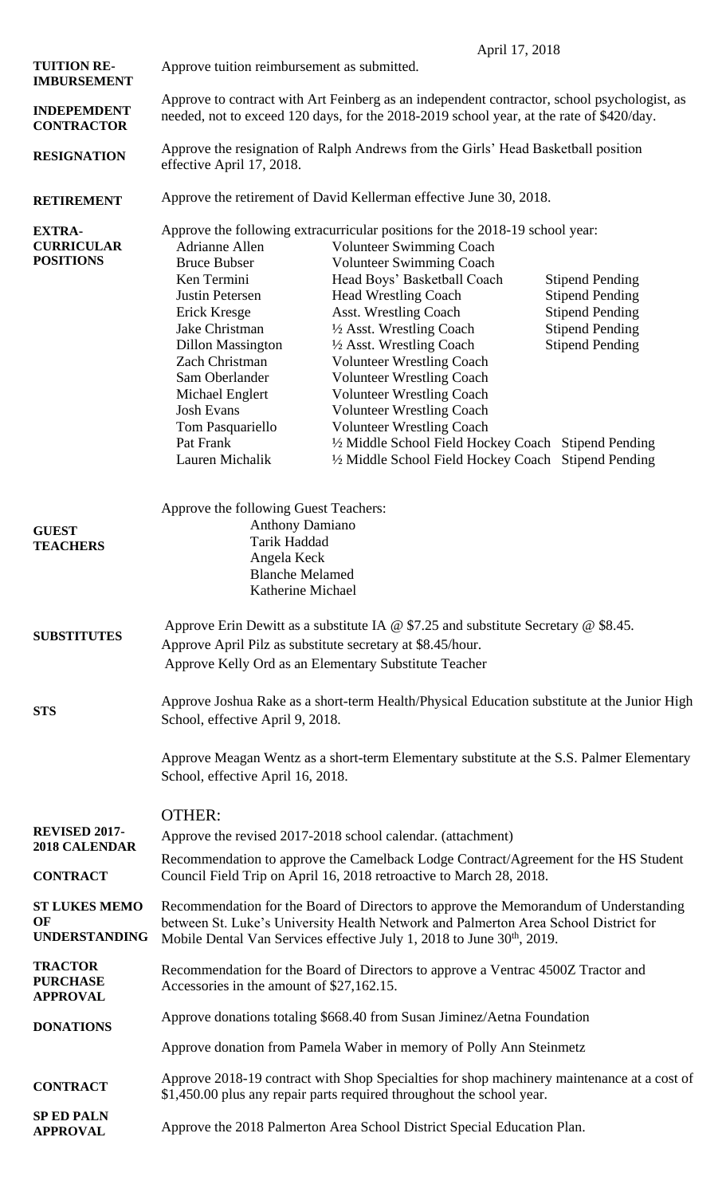April 17, 2018

**TUITION RE-IMBURSEMENT** — Approve tuition reimbursement as submitted.

**INDEPEMDENT CONTRACTOR** — Approve to contract with Art Feinberg as an independent contractor, school psychologist, as needed, not to exceed 120 days, for the 2018-2019 school year, at the rate of $420/day.

**RESIGNATION** — Approve the resignation of Ralph Andrews from the Girls' Head Basketball position effective April 17, 2018.

**RETIREMENT** — Approve the retirement of David Kellerman effective June 30, 2018.

**EXTRA-CURRICULAR POSITIONS** — Approve the following extracurricular positions for the 2018-19 school year:

| | | |
|---|---|---|
| Adrianne Allen | Volunteer Swimming Coach | |
| Bruce Bubser | Volunteer Swimming Coach | |
| Ken Termini | Head Boys' Basketball Coach | Stipend Pending |
| Justin Petersen | Head Wrestling Coach | Stipend Pending |
| Erick Kresge | Asst. Wrestling Coach | Stipend Pending |
| Jake Christman | ½ Asst. Wrestling Coach | Stipend Pending |
| Dillon Massington | ½ Asst. Wrestling Coach | Stipend Pending |
| Zach Christman | Volunteer Wrestling Coach | |
| Sam Oberlander | Volunteer Wrestling Coach | |
| Michael Englert | Volunteer Wrestling Coach | |
| Josh Evans | Volunteer Wrestling Coach | |
| Tom Pasquariello | Volunteer Wrestling Coach | |
| Pat Frank | ½ Middle School Field Hockey Coach | Stipend Pending |
| Lauren Michalik | ½ Middle School Field Hockey Coach | Stipend Pending |

**GUEST TEACHERS** — Approve the following Guest Teachers:

- Anthony Damiano
- Tarik Haddad
- Angela Keck
- Blanche Melamed
- Katherine Michael

**SUBSTITUTES** — Approve Erin Dewitt as a substitute IA @ $7.25 and substitute Secretary @ $8.45.
Approve April Pilz as substitute secretary at $8.45/hour.
Approve Kelly Ord as an Elementary Substitute Teacher

**STS** — Approve Joshua Rake as a short-term Health/Physical Education substitute at the Junior High School, effective April 9, 2018.

Approve Meagan Wentz as a short-term Elementary substitute at the S.S. Palmer Elementary School, effective April 16, 2018.

OTHER:

**REVISED 2017-2018 CALENDAR** — Approve the revised 2017-2018 school calendar. (attachment)

**CONTRACT** — Recommendation to approve the Camelback Lodge Contract/Agreement for the HS Student Council Field Trip on April 16, 2018 retroactive to March 28, 2018.

**ST LUKES MEMO OF UNDERSTANDING** — Recommendation for the Board of Directors to approve the Memorandum of Understanding between St. Luke's University Health Network and Palmerton Area School District for Mobile Dental Van Services effective July 1, 2018 to June 30th, 2019.

**TRACTOR PURCHASE APPROVAL** — Recommendation for the Board of Directors to approve a Ventrac 4500Z Tractor and Accessories in the amount of $27,162.15.

**DONATIONS** — Approve donations totaling $668.40 from Susan Jiminez/Aetna Foundation

Approve donation from Pamela Waber in memory of Polly Ann Steinmetz

**CONTRACT** — Approve 2018-19 contract with Shop Specialties for shop machinery maintenance at a cost of $1,450.00 plus any repair parts required throughout the school year.

**SP ED PALN APPROVAL** — Approve the 2018 Palmerton Area School District Special Education Plan.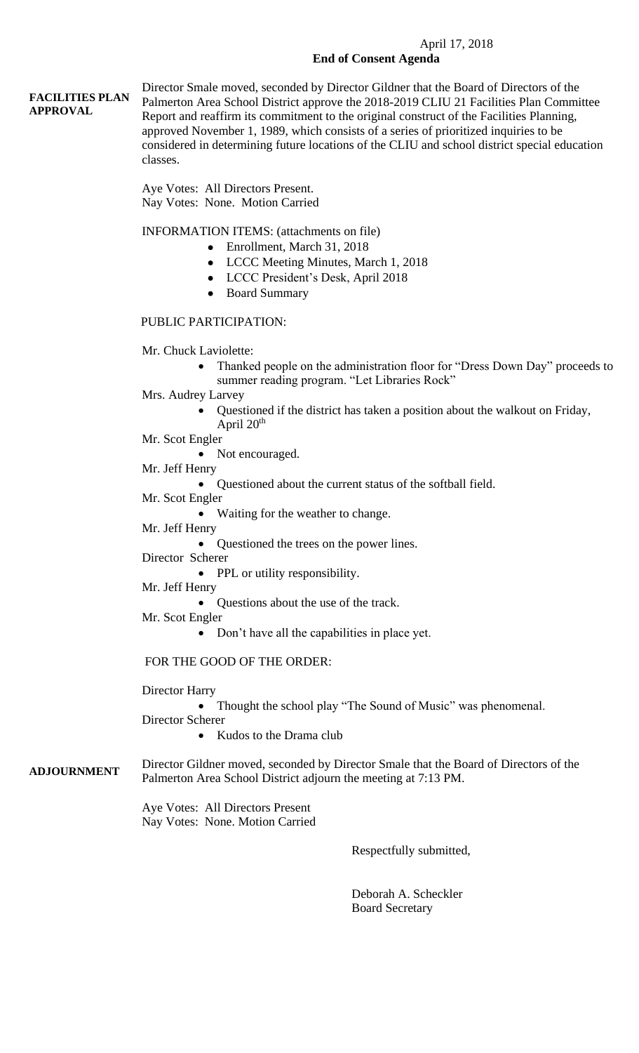April 17, 2018

**End of Consent Agenda**

**FACILITIES PLAN APPROVAL**

Director Smale moved, seconded by Director Gildner that the Board of Directors of the Palmerton Area School District approve the 2018-2019 CLIU 21 Facilities Plan Committee Report and reaffirm its commitment to the original construct of the Facilities Planning, approved November 1, 1989, which consists of a series of prioritized inquiries to be considered in determining future locations of the CLIU and school district special education classes.

Aye Votes: All Directors Present.
Nay Votes: None. Motion Carried

INFORMATION ITEMS: (attachments on file)

- Enrollment, March 31, 2018
- LCCC Meeting Minutes, March 1, 2018
- LCCC President's Desk, April 2018
- Board Summary

PUBLIC PARTICIPATION:

Mr. Chuck Laviolette:

- Thanked people on the administration floor for "Dress Down Day" proceeds to summer reading program. "Let Libraries Rock"

Mrs. Audrey Larvey

- Questioned if the district has taken a position about the walkout on Friday, April 20th

Mr. Scot Engler

- Not encouraged.

Mr. Jeff Henry

- Questioned about the current status of the softball field.

Mr. Scot Engler

- Waiting for the weather to change.

Mr. Jeff Henry

- Questioned the trees on the power lines.

Director Scherer

- PPL or utility responsibility.

Mr. Jeff Henry

- Questions about the use of the track.

Mr. Scot Engler

- Don't have all the capabilities in place yet.

FOR THE GOOD OF THE ORDER:

Director Harry

- Thought the school play "The Sound of Music" was phenomenal.

Director Scherer

- Kudos to the Drama club

**ADJOURNMENT**

Director Gildner moved, seconded by Director Smale that the Board of Directors of the Palmerton Area School District adjourn the meeting at 7:13 PM.

Aye Votes: All Directors Present
Nay Votes: None. Motion Carried

Respectfully submitted,

Deborah A. Scheckler
Board Secretary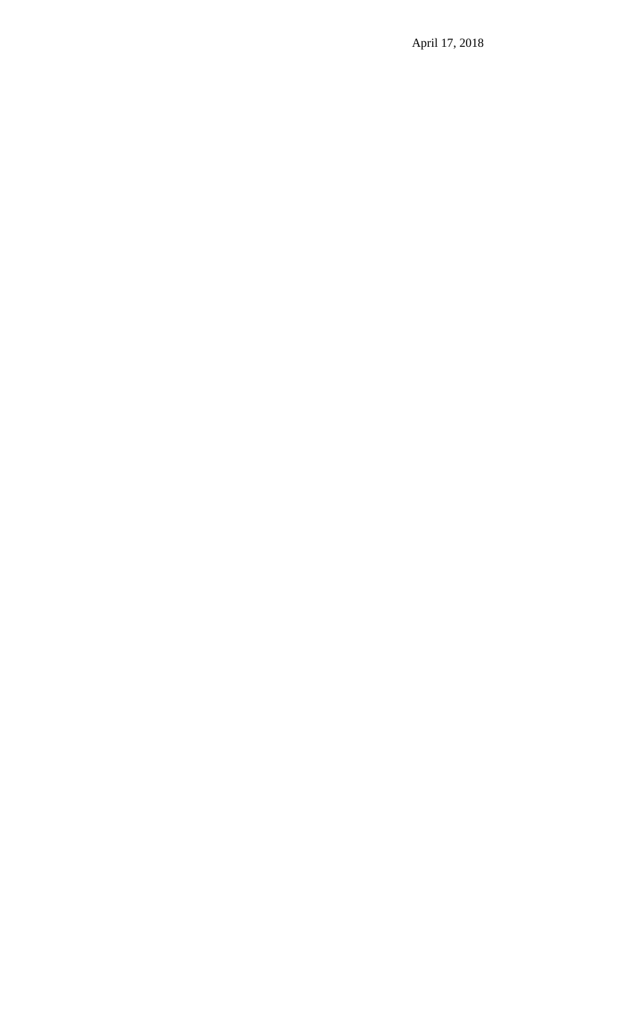April 17, 2018